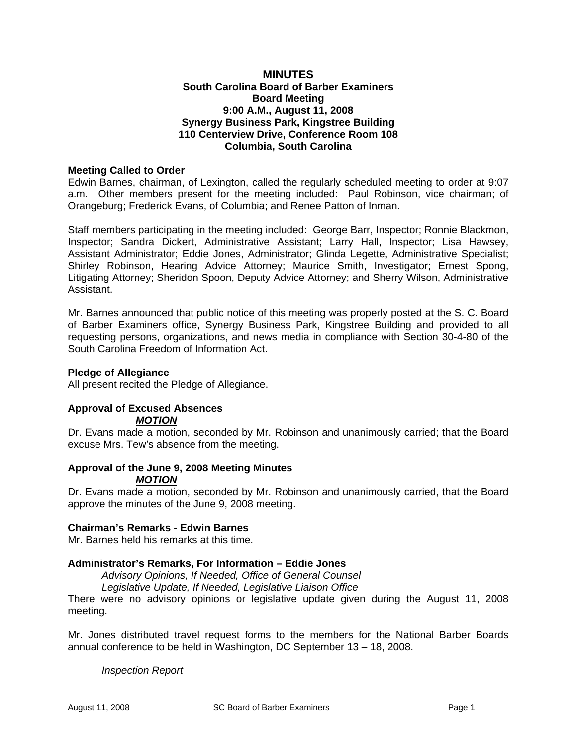# MINUTES

## South Carolina Board of Barber Examiners
## Board Meeting
## 9:00 A.M., August 11, 2008
## Synergy Business Park, Kingstree Building
## 110 Centerview Drive, Conference Room 108
## Columbia, South Carolina

**Meeting Called to Order**

Edwin Barnes, chairman, of Lexington, called the regularly scheduled meeting to order at 9:07 a.m. Other members present for the meeting included: Paul Robinson, vice chairman; of Orangeburg; Frederick Evans, of Columbia; and Renee Patton of Inman.

Staff members participating in the meeting included: George Barr, Inspector; Ronnie Blackmon, Inspector; Sandra Dickert, Administrative Assistant; Larry Hall, Inspector; Lisa Hawsey, Assistant Administrator; Eddie Jones, Administrator; Glinda Legette, Administrative Specialist; Shirley Robinson, Hearing Advice Attorney; Maurice Smith, Investigator; Ernest Spong, Litigating Attorney; Sheridon Spoon, Deputy Advice Attorney; and Sherry Wilson, Administrative Assistant.

Mr. Barnes announced that public notice of this meeting was properly posted at the S. C. Board of Barber Examiners office, Synergy Business Park, Kingstree Building and provided to all requesting persons, organizations, and news media in compliance with Section 30-4-80 of the South Carolina Freedom of Information Act.

**Pledge of Allegiance**

All present recited the Pledge of Allegiance.

**Approval of Excused Absences**

***MOTION***

Dr. Evans made a motion, seconded by Mr. Robinson and unanimously carried; that the Board excuse Mrs. Tew's absence from the meeting.

**Approval of the June 9, 2008 Meeting Minutes**

***MOTION***

Dr. Evans made a motion, seconded by Mr. Robinson and unanimously carried, that the Board approve the minutes of the June 9, 2008 meeting.

**Chairman's Remarks - Edwin Barnes**

Mr. Barnes held his remarks at this time.

**Administrator's Remarks, For Information – Eddie Jones**

*Advisory Opinions, If Needed, Office of General Counsel*

*Legislative Update, If Needed, Legislative Liaison Office*

There were no advisory opinions or legislative update given during the August 11, 2008 meeting.

Mr. Jones distributed travel request forms to the members for the National Barber Boards annual conference to be held in Washington, DC September 13 – 18, 2008.

*Inspection Report*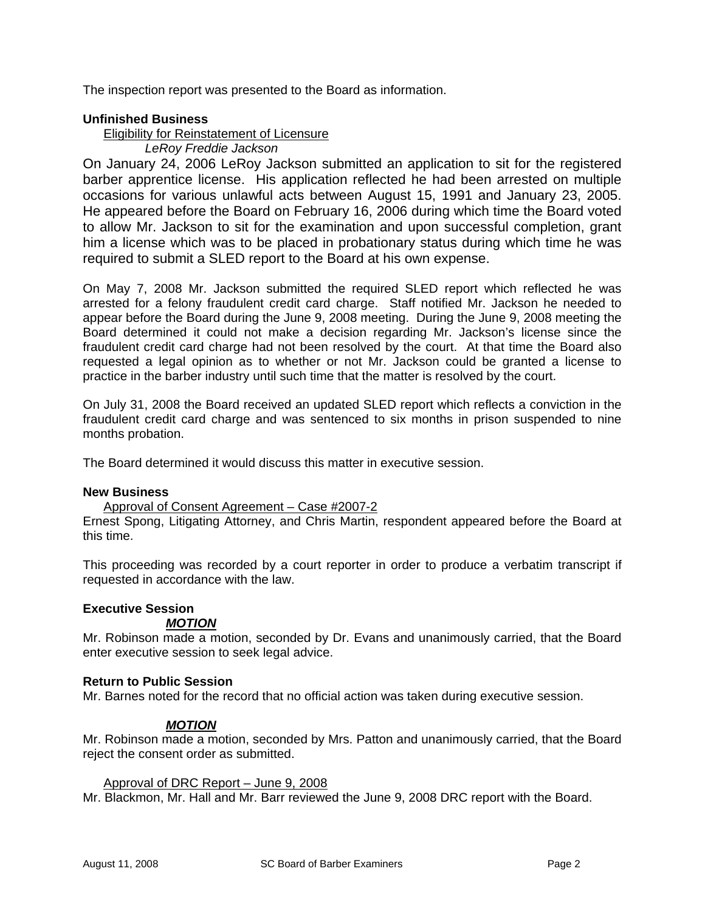The inspection report was presented to the Board as information.

**Unfinished Business**

Eligibility for Reinstatement of Licensure

*LeRoy Freddie Jackson*

On January 24, 2006 LeRoy Jackson submitted an application to sit for the registered barber apprentice license. His application reflected he had been arrested on multiple occasions for various unlawful acts between August 15, 1991 and January 23, 2005. He appeared before the Board on February 16, 2006 during which time the Board voted to allow Mr. Jackson to sit for the examination and upon successful completion, grant him a license which was to be placed in probationary status during which time he was required to submit a SLED report to the Board at his own expense.

On May 7, 2008 Mr. Jackson submitted the required SLED report which reflected he was arrested for a felony fraudulent credit card charge. Staff notified Mr. Jackson he needed to appear before the Board during the June 9, 2008 meeting. During the June 9, 2008 meeting the Board determined it could not make a decision regarding Mr. Jackson's license since the fraudulent credit card charge had not been resolved by the court. At that time the Board also requested a legal opinion as to whether or not Mr. Jackson could be granted a license to practice in the barber industry until such time that the matter is resolved by the court.

On July 31, 2008 the Board received an updated SLED report which reflects a conviction in the fraudulent credit card charge and was sentenced to six months in prison suspended to nine months probation.

The Board determined it would discuss this matter in executive session.

**New Business**

Approval of Consent Agreement – Case #2007-2

Ernest Spong, Litigating Attorney, and Chris Martin, respondent appeared before the Board at this time.

This proceeding was recorded by a court reporter in order to produce a verbatim transcript if requested in accordance with the law.

**Executive Session**

***MOTION***

Mr. Robinson made a motion, seconded by Dr. Evans and unanimously carried, that the Board enter executive session to seek legal advice.

**Return to Public Session**

Mr. Barnes noted for the record that no official action was taken during executive session.

***MOTION***

Mr. Robinson made a motion, seconded by Mrs. Patton and unanimously carried, that the Board reject the consent order as submitted.

Approval of DRC Report – June 9, 2008

Mr. Blackmon, Mr. Hall and Mr. Barr reviewed the June 9, 2008 DRC report with the Board.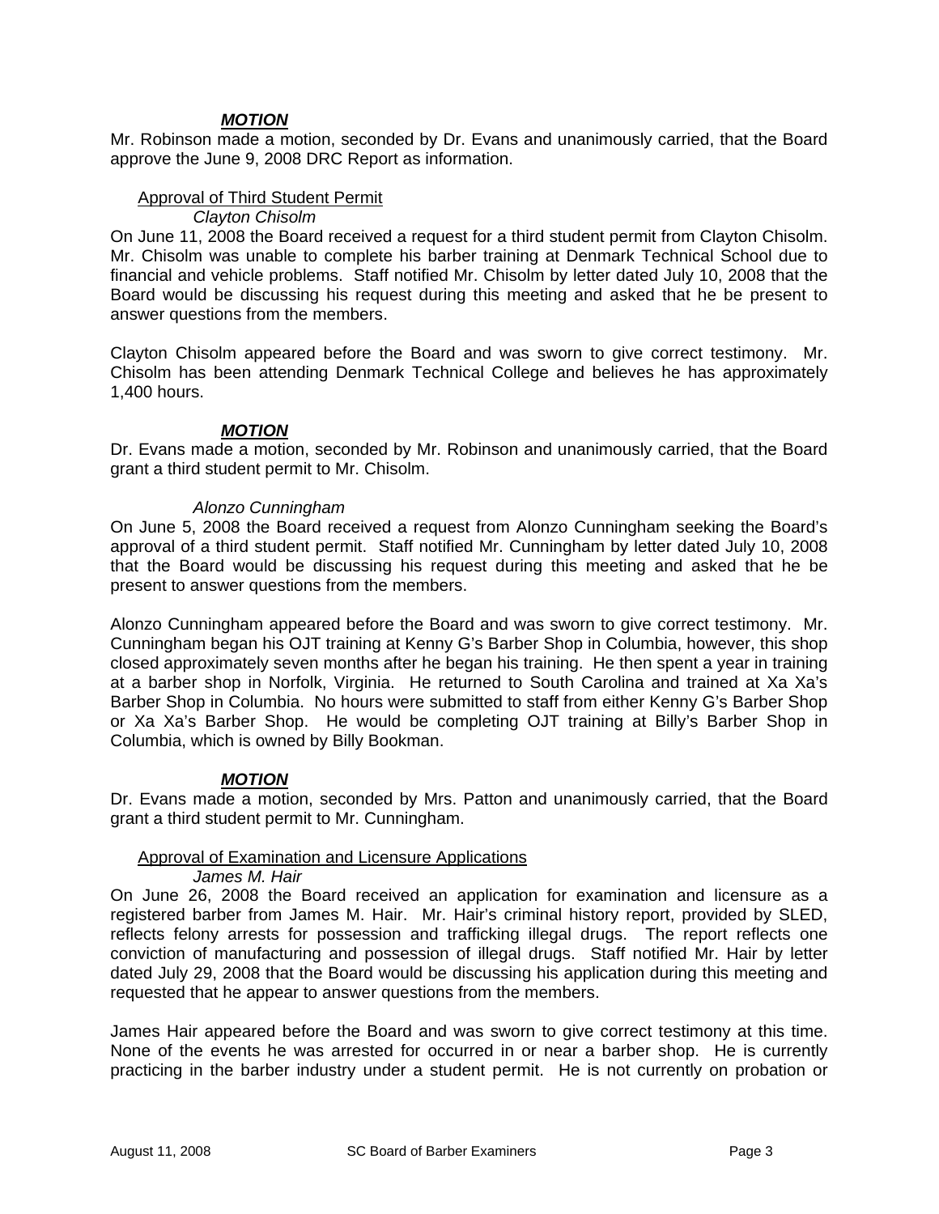***MOTION***

Mr. Robinson made a motion, seconded by Dr. Evans and unanimously carried, that the Board approve the June 9, 2008 DRC Report as information.

Approval of Third Student Permit

*Clayton Chisolm*

On June 11, 2008 the Board received a request for a third student permit from Clayton Chisolm. Mr. Chisolm was unable to complete his barber training at Denmark Technical School due to financial and vehicle problems. Staff notified Mr. Chisolm by letter dated July 10, 2008 that the Board would be discussing his request during this meeting and asked that he be present to answer questions from the members.

Clayton Chisolm appeared before the Board and was sworn to give correct testimony. Mr. Chisolm has been attending Denmark Technical College and believes he has approximately 1,400 hours.

***MOTION***

Dr. Evans made a motion, seconded by Mr. Robinson and unanimously carried, that the Board grant a third student permit to Mr. Chisolm.

*Alonzo Cunningham*

On June 5, 2008 the Board received a request from Alonzo Cunningham seeking the Board's approval of a third student permit. Staff notified Mr. Cunningham by letter dated July 10, 2008 that the Board would be discussing his request during this meeting and asked that he be present to answer questions from the members.

Alonzo Cunningham appeared before the Board and was sworn to give correct testimony. Mr. Cunningham began his OJT training at Kenny G's Barber Shop in Columbia, however, this shop closed approximately seven months after he began his training. He then spent a year in training at a barber shop in Norfolk, Virginia. He returned to South Carolina and trained at Xa Xa's Barber Shop in Columbia. No hours were submitted to staff from either Kenny G's Barber Shop or Xa Xa's Barber Shop. He would be completing OJT training at Billy's Barber Shop in Columbia, which is owned by Billy Bookman.

***MOTION***

Dr. Evans made a motion, seconded by Mrs. Patton and unanimously carried, that the Board grant a third student permit to Mr. Cunningham.

Approval of Examination and Licensure Applications

*James M. Hair*

On June 26, 2008 the Board received an application for examination and licensure as a registered barber from James M. Hair. Mr. Hair's criminal history report, provided by SLED, reflects felony arrests for possession and trafficking illegal drugs. The report reflects one conviction of manufacturing and possession of illegal drugs. Staff notified Mr. Hair by letter dated July 29, 2008 that the Board would be discussing his application during this meeting and requested that he appear to answer questions from the members.

James Hair appeared before the Board and was sworn to give correct testimony at this time. None of the events he was arrested for occurred in or near a barber shop. He is currently practicing in the barber industry under a student permit. He is not currently on probation or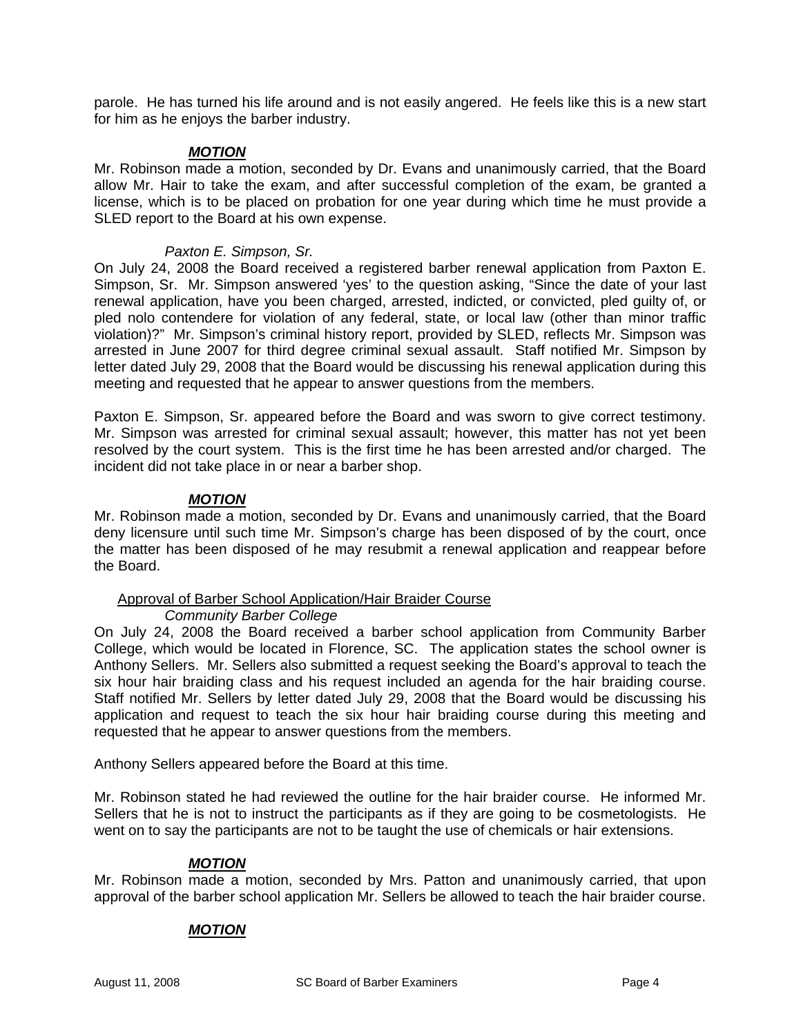parole. He has turned his life around and is not easily angered. He feels like this is a new start for him as he enjoys the barber industry.

***MOTION***

Mr. Robinson made a motion, seconded by Dr. Evans and unanimously carried, that the Board allow Mr. Hair to take the exam, and after successful completion of the exam, be granted a license, which is to be placed on probation for one year during which time he must provide a SLED report to the Board at his own expense.

*Paxton E. Simpson, Sr.*

On July 24, 2008 the Board received a registered barber renewal application from Paxton E. Simpson, Sr. Mr. Simpson answered 'yes' to the question asking, "Since the date of your last renewal application, have you been charged, arrested, indicted, or convicted, pled guilty of, or pled nolo contendere for violation of any federal, state, or local law (other than minor traffic violation)?" Mr. Simpson's criminal history report, provided by SLED, reflects Mr. Simpson was arrested in June 2007 for third degree criminal sexual assault. Staff notified Mr. Simpson by letter dated July 29, 2008 that the Board would be discussing his renewal application during this meeting and requested that he appear to answer questions from the members.

Paxton E. Simpson, Sr. appeared before the Board and was sworn to give correct testimony. Mr. Simpson was arrested for criminal sexual assault; however, this matter has not yet been resolved by the court system. This is the first time he has been arrested and/or charged. The incident did not take place in or near a barber shop.

***MOTION***

Mr. Robinson made a motion, seconded by Dr. Evans and unanimously carried, that the Board deny licensure until such time Mr. Simpson's charge has been disposed of by the court, once the matter has been disposed of he may resubmit a renewal application and reappear before the Board.

Approval of Barber School Application/Hair Braider Course

*Community Barber College*

On July 24, 2008 the Board received a barber school application from Community Barber College, which would be located in Florence, SC. The application states the school owner is Anthony Sellers. Mr. Sellers also submitted a request seeking the Board's approval to teach the six hour hair braiding class and his request included an agenda for the hair braiding course. Staff notified Mr. Sellers by letter dated July 29, 2008 that the Board would be discussing his application and request to teach the six hour hair braiding course during this meeting and requested that he appear to answer questions from the members.

Anthony Sellers appeared before the Board at this time.

Mr. Robinson stated he had reviewed the outline for the hair braider course. He informed Mr. Sellers that he is not to instruct the participants as if they are going to be cosmetologists. He went on to say the participants are not to be taught the use of chemicals or hair extensions.

***MOTION***

Mr. Robinson made a motion, seconded by Mrs. Patton and unanimously carried, that upon approval of the barber school application Mr. Sellers be allowed to teach the hair braider course.

***MOTION***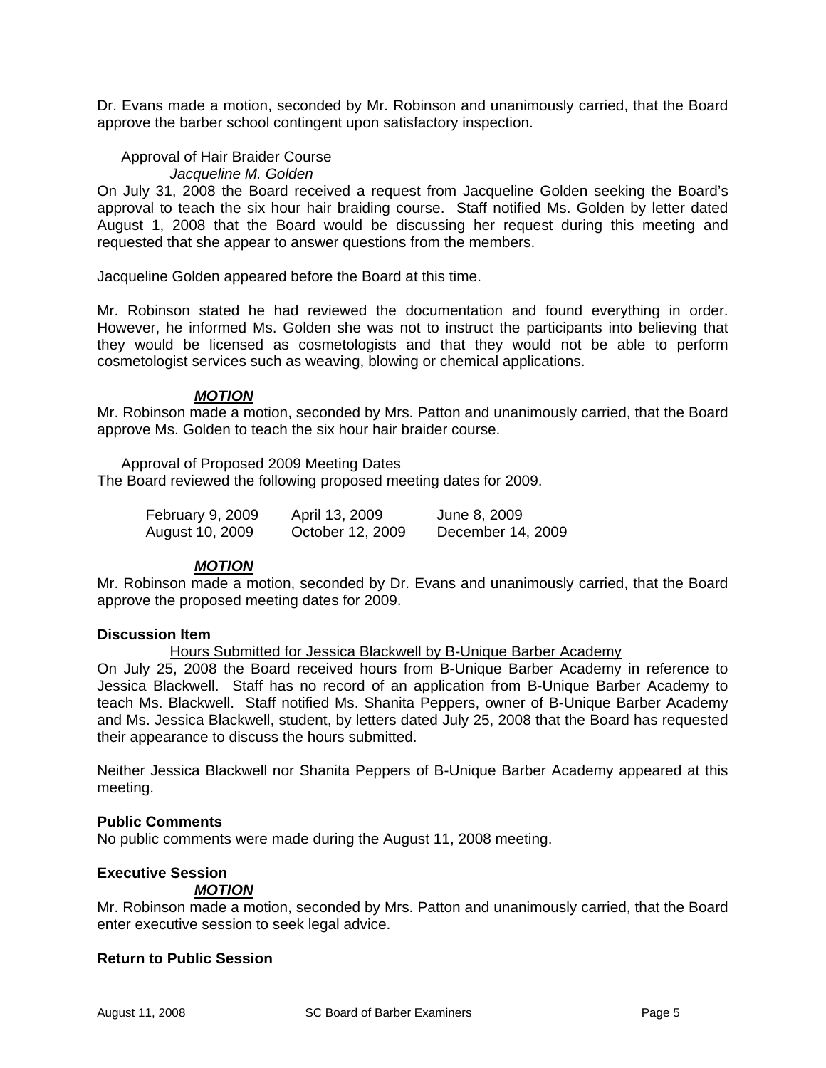Dr. Evans made a motion, seconded by Mr. Robinson and unanimously carried, that the Board approve the barber school contingent upon satisfactory inspection.

Approval of Hair Braider Course

*Jacqueline M. Golden*

On July 31, 2008 the Board received a request from Jacqueline Golden seeking the Board's approval to teach the six hour hair braiding course. Staff notified Ms. Golden by letter dated August 1, 2008 that the Board would be discussing her request during this meeting and requested that she appear to answer questions from the members.

Jacqueline Golden appeared before the Board at this time.

Mr. Robinson stated he had reviewed the documentation and found everything in order. However, he informed Ms. Golden she was not to instruct the participants into believing that they would be licensed as cosmetologists and that they would not be able to perform cosmetologist services such as weaving, blowing or chemical applications.

***MOTION***

Mr. Robinson made a motion, seconded by Mrs. Patton and unanimously carried, that the Board approve Ms. Golden to teach the six hour hair braider course.

Approval of Proposed 2009 Meeting Dates

The Board reviewed the following proposed meeting dates for 2009.

| | | |
|---|---|---|
| February 9, 2009 | April 13, 2009 | June 8, 2009 |
| August 10, 2009 | October 12, 2009 | December 14, 2009 |

***MOTION***

Mr. Robinson made a motion, seconded by Dr. Evans and unanimously carried, that the Board approve the proposed meeting dates for 2009.

**Discussion Item**

Hours Submitted for Jessica Blackwell by B-Unique Barber Academy

On July 25, 2008 the Board received hours from B-Unique Barber Academy in reference to Jessica Blackwell. Staff has no record of an application from B-Unique Barber Academy to teach Ms. Blackwell. Staff notified Ms. Shanita Peppers, owner of B-Unique Barber Academy and Ms. Jessica Blackwell, student, by letters dated July 25, 2008 that the Board has requested their appearance to discuss the hours submitted.

Neither Jessica Blackwell nor Shanita Peppers of B-Unique Barber Academy appeared at this meeting.

**Public Comments**

No public comments were made during the August 11, 2008 meeting.

**Executive Session**

***MOTION***

Mr. Robinson made a motion, seconded by Mrs. Patton and unanimously carried, that the Board enter executive session to seek legal advice.

**Return to Public Session**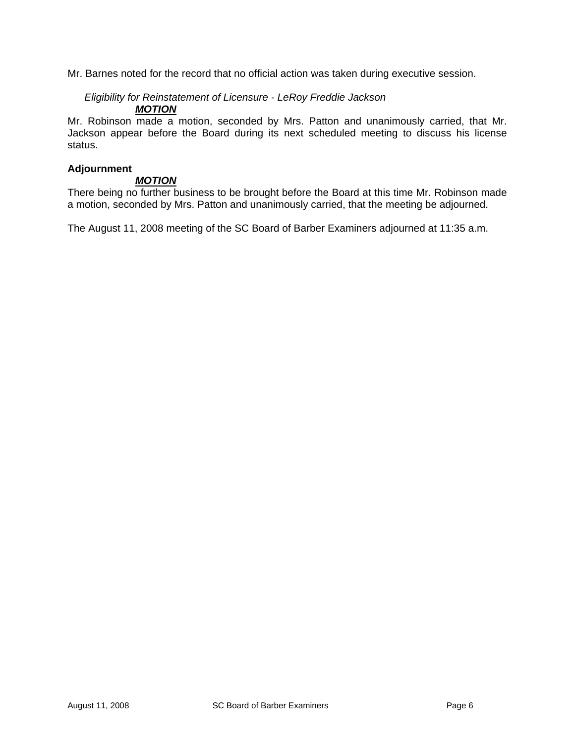Mr. Barnes noted for the record that no official action was taken during executive session.

*Eligibility for Reinstatement of Licensure - LeRoy Freddie Jackson*

***MOTION***

Mr. Robinson made a motion, seconded by Mrs. Patton and unanimously carried, that Mr. Jackson appear before the Board during its next scheduled meeting to discuss his license status.

**Adjournment**

***MOTION***

There being no further business to be brought before the Board at this time Mr. Robinson made a motion, seconded by Mrs. Patton and unanimously carried, that the meeting be adjourned.

The August 11, 2008 meeting of the SC Board of Barber Examiners adjourned at 11:35 a.m.